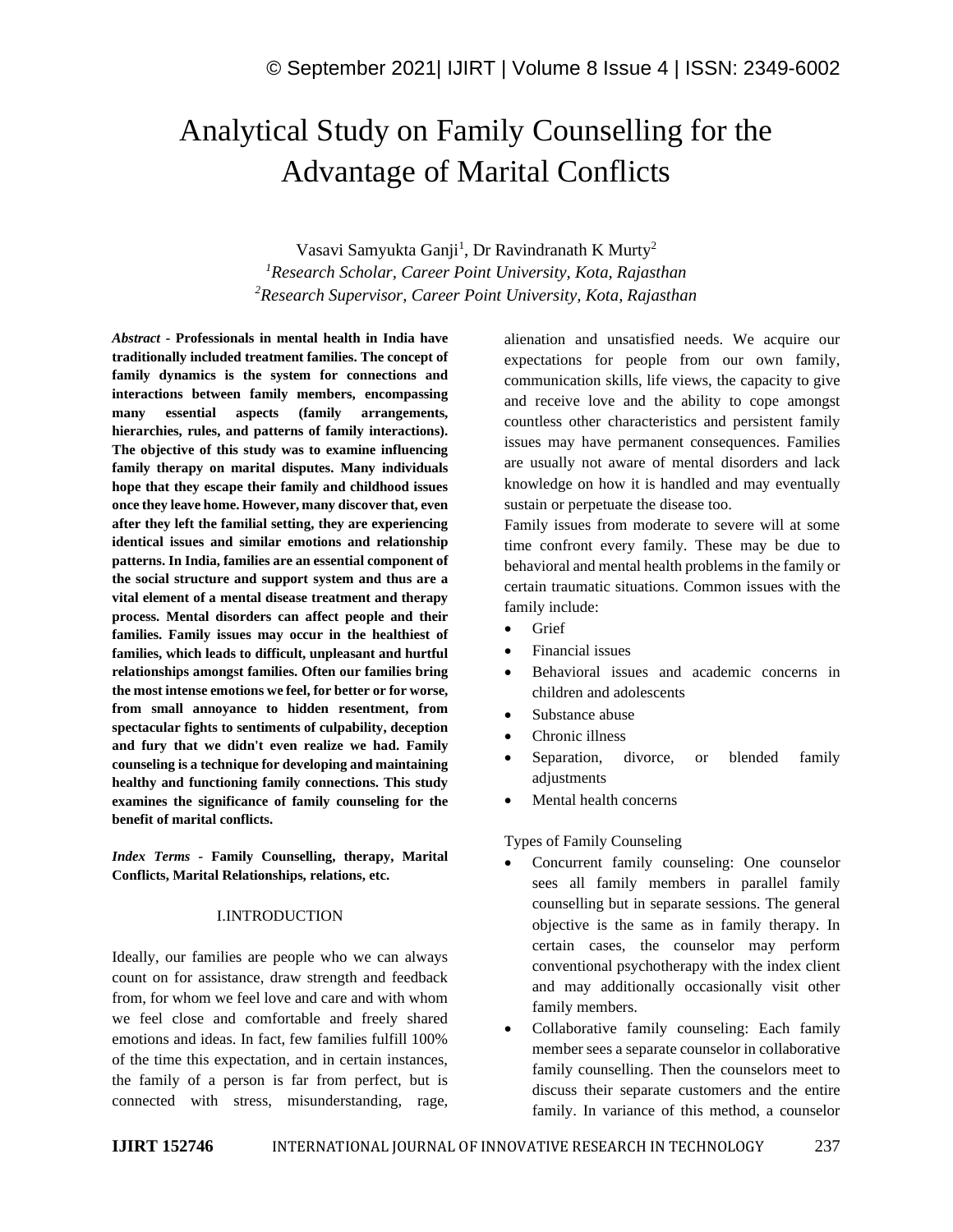# Analytical Study on Family Counselling for the Advantage of Marital Conflicts

Vasavi Samyukta Ganji[1], Dr Ravindranath K Murty[2]

[1]*Research Scholar, Career Point University, Kota, Rajasthan*

[2]*Research Supervisor, Career Point University, Kota, Rajasthan*

***Abstract*** **- Professionals in mental health in India have traditionally included treatment families. The concept of family dynamics is the system for connections and interactions between family members, encompassing many essential aspects (family arrangements, hierarchies, rules, and patterns of family interactions). The objective of this study was to examine influencing family therapy on marital disputes. Many individuals hope that they escape their family and childhood issues once they leave home. However, many discover that, even after they left the familial setting, they are experiencing identical issues and similar emotions and relationship patterns. In India, families are an essential component of the social structure and support system and thus are a vital element of a mental disease treatment and therapy process. Mental disorders can affect people and their families. Family issues may occur in the healthiest of families, which leads to difficult, unpleasant and hurtful relationships amongst families. Often our families bring the most intense emotions we feel, for better or for worse, from small annoyance to hidden resentment, from spectacular fights to sentiments of culpability, deception and fury that we didn't even realize we had. Family counseling is a technique for developing and maintaining healthy and functioning family connections. This study examines the significance of family counseling for the benefit of marital conflicts.**

***Index Terms*** **- Family Counselling, therapy, Marital Conflicts, Marital Relationships, relations, etc.**

## I.INTRODUCTION

Ideally, our families are people who we can always count on for assistance, draw strength and feedback from, for whom we feel love and care and with whom we feel close and comfortable and freely shared emotions and ideas. In fact, few families fulfill 100% of the time this expectation, and in certain instances, the family of a person is far from perfect, but is connected with stress, misunderstanding, rage, alienation and unsatisfied needs. We acquire our expectations for people from our own family, communication skills, life views, the capacity to give and receive love and the ability to cope amongst countless other characteristics and persistent family issues may have permanent consequences. Families are usually not aware of mental disorders and lack knowledge on how it is handled and may eventually sustain or perpetuate the disease too.

Family issues from moderate to severe will at some time confront every family. These may be due to behavioral and mental health problems in the family or certain traumatic situations. Common issues with the family include:

- Grief
- Financial issues
- Behavioral issues and academic concerns in children and adolescents
- Substance abuse
- Chronic illness
- Separation, divorce, or blended family adjustments
- Mental health concerns

Types of Family Counseling

- Concurrent family counseling: One counselor sees all family members in parallel family counselling but in separate sessions. The general objective is the same as in family therapy. In certain cases, the counselor may perform conventional psychotherapy with the index client and may additionally occasionally visit other family members.
- Collaborative family counseling: Each family member sees a separate counselor in collaborative family counselling. Then the counselors meet to discuss their separate customers and the entire family. In variance of this method, a counselor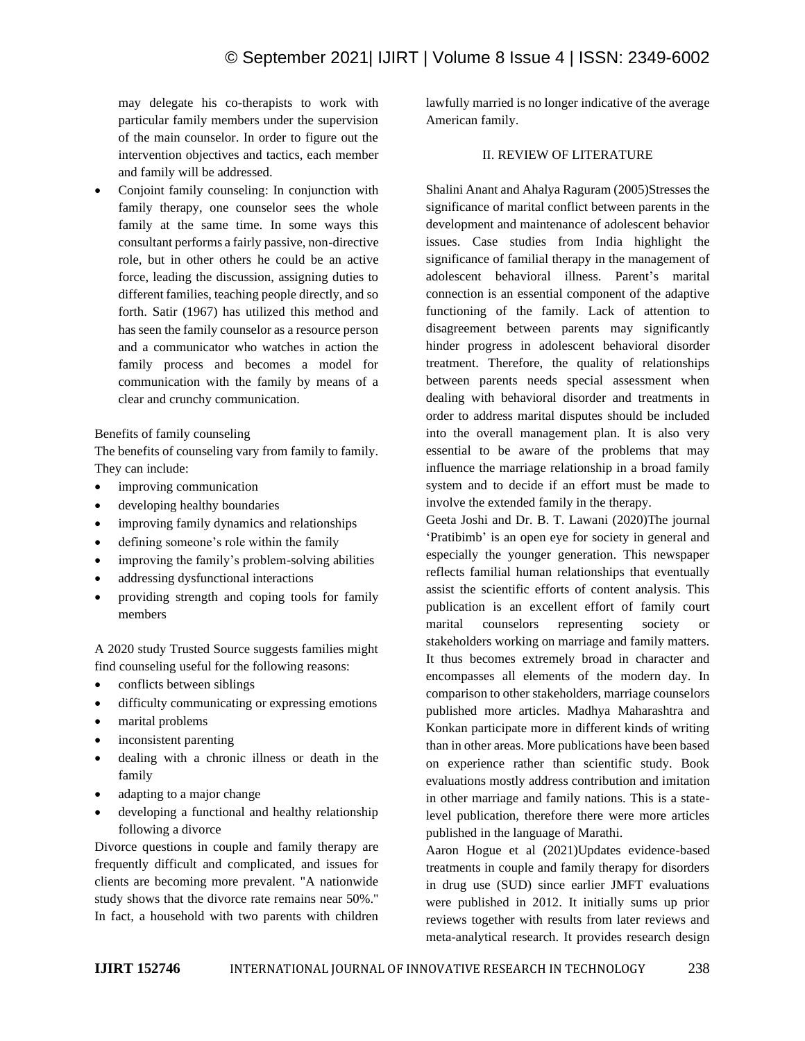may delegate his co-therapists to work with particular family members under the supervision of the main counselor. In order to figure out the intervention objectives and tactics, each member and family will be addressed.

- Conjoint family counseling: In conjunction with family therapy, one counselor sees the whole family at the same time. In some ways this consultant performs a fairly passive, non-directive role, but in other others he could be an active force, leading the discussion, assigning duties to different families, teaching people directly, and so forth. Satir (1967) has utilized this method and has seen the family counselor as a resource person and a communicator who watches in action the family process and becomes a model for communication with the family by means of a clear and crunchy communication.

Benefits of family counseling

The benefits of counseling vary from family to family. They can include:

- improving communication
- developing healthy boundaries
- improving family dynamics and relationships
- defining someone's role within the family
- improving the family's problem-solving abilities
- addressing dysfunctional interactions
- providing strength and coping tools for family members

A 2020 study Trusted Source suggests families might find counseling useful for the following reasons:

- conflicts between siblings
- difficulty communicating or expressing emotions
- marital problems
- inconsistent parenting
- dealing with a chronic illness or death in the family
- adapting to a major change
- developing a functional and healthy relationship following a divorce

Divorce questions in couple and family therapy are frequently difficult and complicated, and issues for clients are becoming more prevalent. "A nationwide study shows that the divorce rate remains near 50%." In fact, a household with two parents with children lawfully married is no longer indicative of the average American family.

## II. REVIEW OF LITERATURE

Shalini Anant and Ahalya Raguram (2005)Stresses the significance of marital conflict between parents in the development and maintenance of adolescent behavior issues. Case studies from India highlight the significance of familial therapy in the management of adolescent behavioral illness. Parent's marital connection is an essential component of the adaptive functioning of the family. Lack of attention to disagreement between parents may significantly hinder progress in adolescent behavioral disorder treatment. Therefore, the quality of relationships between parents needs special assessment when dealing with behavioral disorder and treatments in order to address marital disputes should be included into the overall management plan. It is also very essential to be aware of the problems that may influence the marriage relationship in a broad family system and to decide if an effort must be made to involve the extended family in the therapy.

Geeta Joshi and Dr. B. T. Lawani (2020)The journal 'Pratibimb' is an open eye for society in general and especially the younger generation. This newspaper reflects familial human relationships that eventually assist the scientific efforts of content analysis. This publication is an excellent effort of family court marital counselors representing society or stakeholders working on marriage and family matters. It thus becomes extremely broad in character and encompasses all elements of the modern day. In comparison to other stakeholders, marriage counselors published more articles. Madhya Maharashtra and Konkan participate more in different kinds of writing than in other areas. More publications have been based on experience rather than scientific study. Book evaluations mostly address contribution and imitation in other marriage and family nations. This is a state-level publication, therefore there were more articles published in the language of Marathi.

Aaron Hogue et al (2021)Updates evidence-based treatments in couple and family therapy for disorders in drug use (SUD) since earlier JMFT evaluations were published in 2012. It initially sums up prior reviews together with results from later reviews and meta-analytical research. It provides research design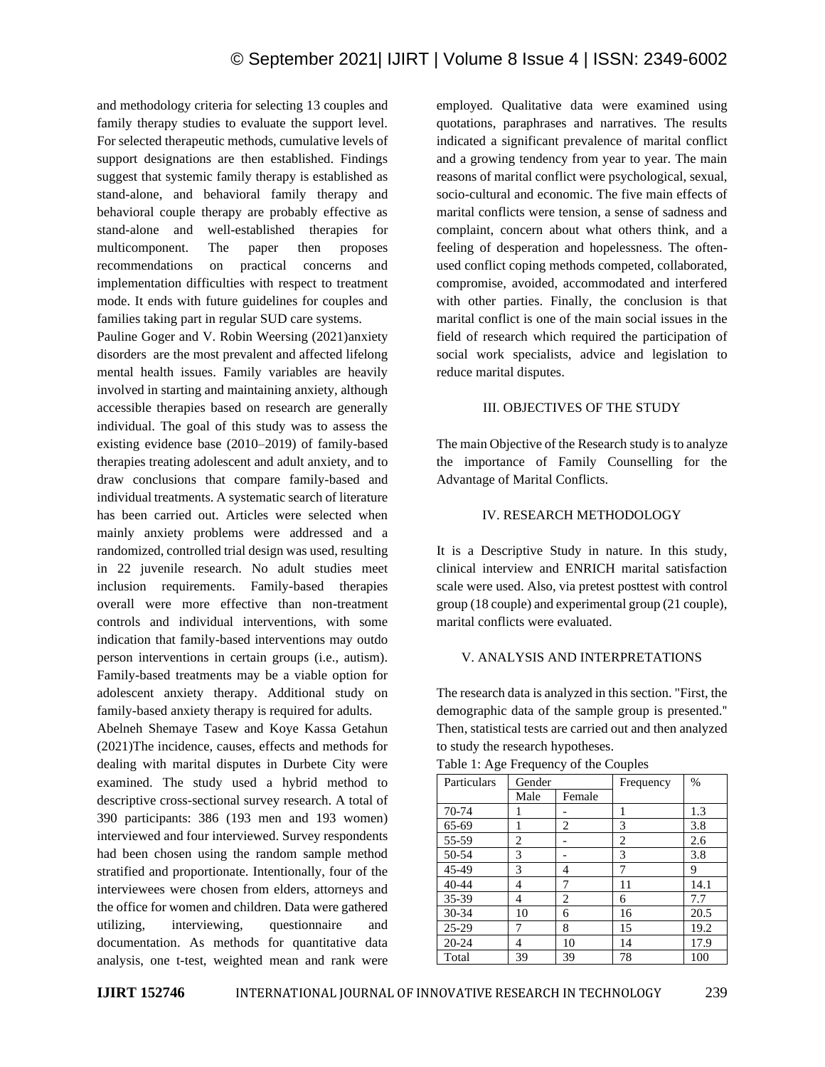and methodology criteria for selecting 13 couples and family therapy studies to evaluate the support level. For selected therapeutic methods, cumulative levels of support designations are then established. Findings suggest that systemic family therapy is established as stand-alone, and behavioral family therapy and behavioral couple therapy are probably effective as stand-alone and well-established therapies for multicomponent. The paper then proposes recommendations on practical concerns and implementation difficulties with respect to treatment mode. It ends with future guidelines for couples and families taking part in regular SUD care systems.

Pauline Goger and V. Robin Weersing (2021)anxiety disorders are the most prevalent and affected lifelong mental health issues. Family variables are heavily involved in starting and maintaining anxiety, although accessible therapies based on research are generally individual. The goal of this study was to assess the existing evidence base (2010–2019) of family-based therapies treating adolescent and adult anxiety, and to draw conclusions that compare family-based and individual treatments. A systematic search of literature has been carried out. Articles were selected when mainly anxiety problems were addressed and a randomized, controlled trial design was used, resulting in 22 juvenile research. No adult studies meet inclusion requirements. Family-based therapies overall were more effective than non-treatment controls and individual interventions, with some indication that family-based interventions may outdo person interventions in certain groups (i.e., autism). Family-based treatments may be a viable option for adolescent anxiety therapy. Additional study on family-based anxiety therapy is required for adults.

Abelneh Shemaye Tasew and Koye Kassa Getahun (2021)The incidence, causes, effects and methods for dealing with marital disputes in Durbete City were examined. The study used a hybrid method to descriptive cross-sectional survey research. A total of 390 participants: 386 (193 men and 193 women) interviewed and four interviewed. Survey respondents had been chosen using the random sample method stratified and proportionate. Intentionally, four of the interviewees were chosen from elders, attorneys and the office for women and children. Data were gathered utilizing, interviewing, questionnaire and documentation. As methods for quantitative data analysis, one t-test, weighted mean and rank were employed. Qualitative data were examined using quotations, paraphrases and narratives. The results indicated a significant prevalence of marital conflict and a growing tendency from year to year. The main reasons of marital conflict were psychological, sexual, socio-cultural and economic. The five main effects of marital conflicts were tension, a sense of sadness and complaint, concern about what others think, and a feeling of desperation and hopelessness. The often-used conflict coping methods competed, collaborated, compromise, avoided, accommodated and interfered with other parties. Finally, the conclusion is that marital conflict is one of the main social issues in the field of research which required the participation of social work specialists, advice and legislation to reduce marital disputes.

## III. OBJECTIVES OF THE STUDY

The main Objective of the Research study is to analyze the importance of Family Counselling for the Advantage of Marital Conflicts.

## IV. RESEARCH METHODOLOGY

It is a Descriptive Study in nature. In this study, clinical interview and ENRICH marital satisfaction scale were used. Also, via pretest posttest with control group (18 couple) and experimental group (21 couple), marital conflicts were evaluated.

## V. ANALYSIS AND INTERPRETATIONS

The research data is analyzed in this section. "First, the demographic data of the sample group is presented." Then, statistical tests are carried out and then analyzed to study the research hypotheses.

Table 1: Age Frequency of the Couples

| Particulars | Gender | | Frequency | % |
|---|---|---|---|---|
| | Male | Female | | |
| 70-74 | 1 | - | 1 | 1.3 |
| 65-69 | 1 | 2 | 3 | 3.8 |
| 55-59 | 2 | - | 2 | 2.6 |
| 50-54 | 3 | - | 3 | 3.8 |
| 45-49 | 3 | 4 | 7 | 9 |
| 40-44 | 4 | 7 | 11 | 14.1 |
| 35-39 | 4 | 2 | 6 | 7.7 |
| 30-34 | 10 | 6 | 16 | 20.5 |
| 25-29 | 7 | 8 | 15 | 19.2 |
| 20-24 | 4 | 10 | 14 | 17.9 |
| Total | 39 | 39 | 78 | 100 |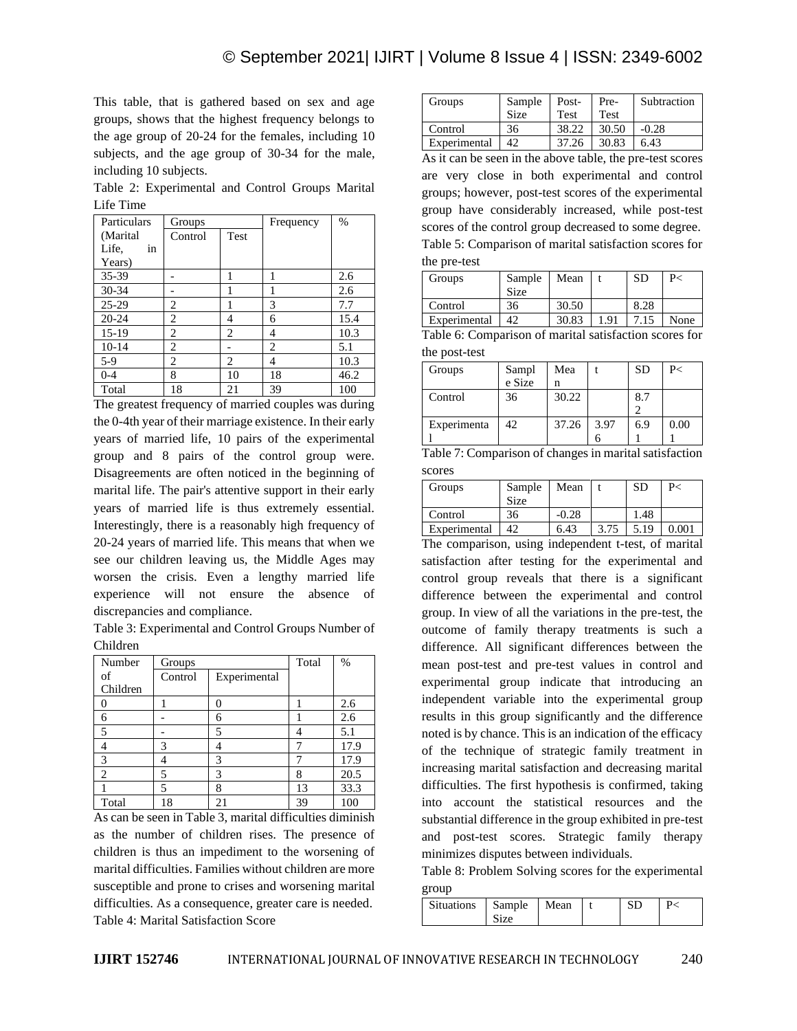This table, that is gathered based on sex and age groups, shows that the highest frequency belongs to the age group of 20-24 for the females, including 10 subjects, and the age group of 30-34 for the male, including 10 subjects.

Table 2: Experimental and Control Groups Marital Life Time

| Particulars (Marital Life, in Years) | Groups | | Frequency | % |
|---|---|---|---|---|
| | Control | Test | | |
| 35-39 | - | 1 | 1 | 2.6 |
| 30-34 | - | 1 | 1 | 2.6 |
| 25-29 | 2 | 1 | 3 | 7.7 |
| 20-24 | 2 | 4 | 6 | 15.4 |
| 15-19 | 2 | 2 | 4 | 10.3 |
| 10-14 | 2 | - | 2 | 5.1 |
| 5-9 | 2 | 2 | 4 | 10.3 |
| 0-4 | 8 | 10 | 18 | 46.2 |
| Total | 18 | 21 | 39 | 100 |

The greatest frequency of married couples was during the 0-4th year of their marriage existence. In their early years of married life, 10 pairs of the experimental group and 8 pairs of the control group were. Disagreements are often noticed in the beginning of marital life. The pair's attentive support in their early years of married life is thus extremely essential. Interestingly, there is a reasonably high frequency of 20-24 years of married life. This means that when we see our children leaving us, the Middle Ages may worsen the crisis. Even a lengthy married life experience will not ensure the absence of discrepancies and compliance.

Table 3: Experimental and Control Groups Number of Children

| Number of Children | Groups | | Total | % |
|---|---|---|---|---|
| | Control | Experimental | | |
| 0 | 1 | 0 | 1 | 2.6 |
| 6 | - | 6 | 1 | 2.6 |
| 5 | - | 5 | 4 | 5.1 |
| 4 | 3 | 4 | 7 | 17.9 |
| 3 | 4 | 3 | 7 | 17.9 |
| 2 | 5 | 3 | 8 | 20.5 |
| 1 | 5 | 8 | 13 | 33.3 |
| Total | 18 | 21 | 39 | 100 |

As can be seen in Table 3, marital difficulties diminish as the number of children rises. The presence of children is thus an impediment to the worsening of marital difficulties. Families without children are more susceptible and prone to crises and worsening marital difficulties. As a consequence, greater care is needed.

Table 4: Marital Satisfaction Score

| Groups | Sample Size | Post-Test | Pre-Test | Subtraction |
|---|---|---|---|---|
| Control | 36 | 38.22 | 30.50 | -0.28 |
| Experimental | 42 | 37.26 | 30.83 | 6.43 |

As it can be seen in the above table, the pre-test scores are very close in both experimental and control groups; however, post-test scores of the experimental group have considerably increased, while post-test scores of the control group decreased to some degree.

Table 5: Comparison of marital satisfaction scores for the pre-test

| Groups | Sample Size | Mean | t | SD | P< |
|---|---|---|---|---|---|
| Control | 36 | 30.50 | | 8.28 | |
| Experimental | 42 | 30.83 | 1.91 | 7.15 | None |

Table 6: Comparison of marital satisfaction scores for the post-test

| Groups | Sample Size | Mean | t | SD | P< |
|---|---|---|---|---|---|
| Control | 36 | 30.22 | | 8.72 | |
| Experimental | 42 | 37.26 | 3.976 | 6.91 | 0.001 |

Table 7: Comparison of changes in marital satisfaction scores

| Groups | Sample Size | Mean | t | SD | P< |
|---|---|---|---|---|---|
| Control | 36 | -0.28 | | 1.48 | |
| Experimental | 42 | 6.43 | 3.75 | 5.19 | 0.001 |

The comparison, using independent t-test, of marital satisfaction after testing for the experimental and control group reveals that there is a significant difference between the experimental and control group. In view of all the variations in the pre-test, the outcome of family therapy treatments is such a difference. All significant differences between the mean post-test and pre-test values in control and experimental group indicate that introducing an independent variable into the experimental group results in this group significantly and the difference noted is by chance. This is an indication of the efficacy of the technique of strategic family treatment in increasing marital satisfaction and decreasing marital difficulties. The first hypothesis is confirmed, taking into account the statistical resources and the substantial difference in the group exhibited in pre-test and post-test scores. Strategic family therapy minimizes disputes between individuals.

Table 8: Problem Solving scores for the experimental group

| Situations | Sample Size | Mean | t | SD | P< |
|---|---|---|---|---|---|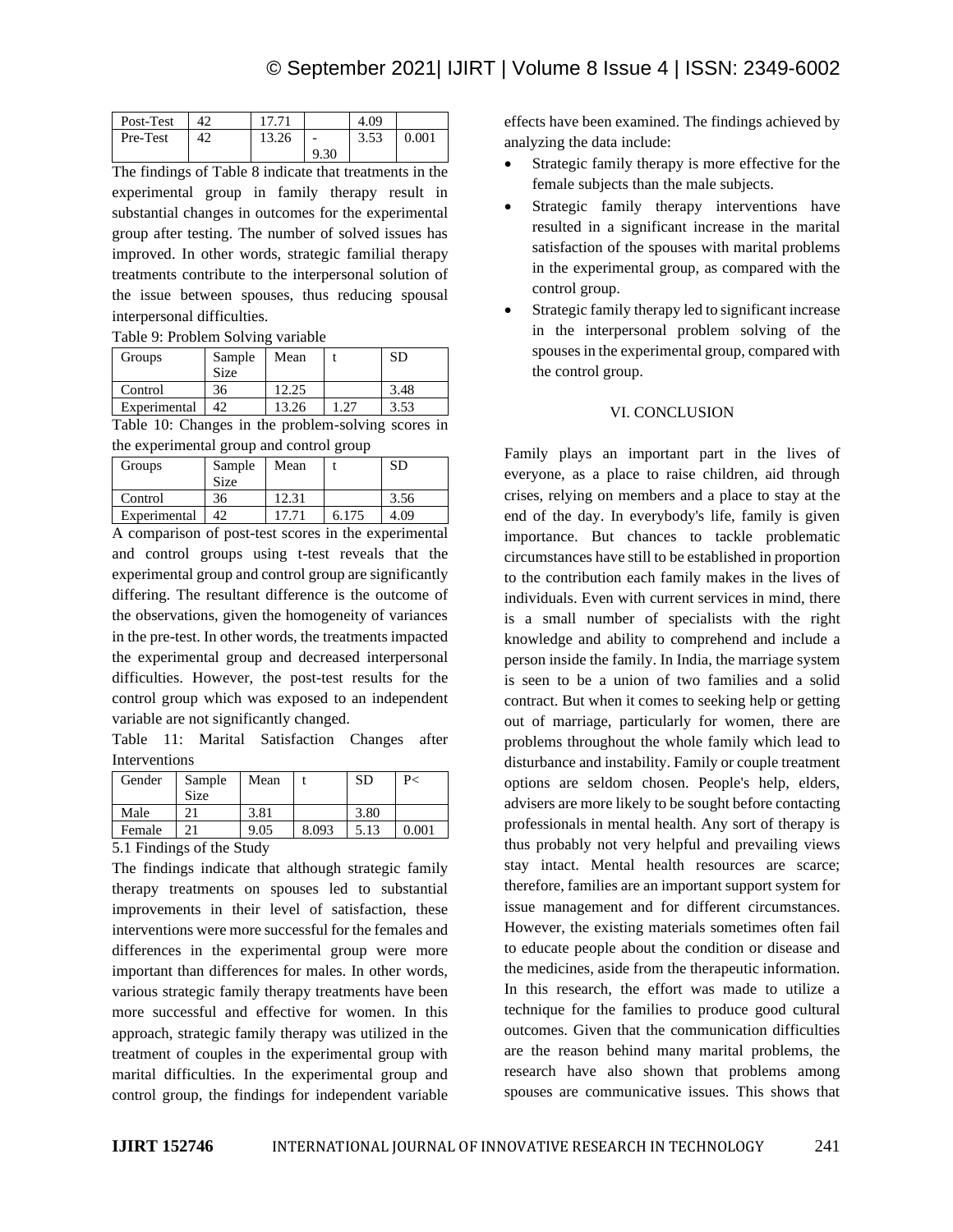| Post-Test | 42 | 17.71 | | 4.09 | |
|---|---|---|---|---|---|
| Pre-Test | 42 | 13.26 | -9.30 | 3.53 | 0.001 |

The findings of Table 8 indicate that treatments in the experimental group in family therapy result in substantial changes in outcomes for the experimental group after testing. The number of solved issues has improved. In other words, strategic familial therapy treatments contribute to the interpersonal solution of the issue between spouses, thus reducing spousal interpersonal difficulties.

Table 9: Problem Solving variable

| Groups | Sample Size | Mean | t | SD |
|---|---|---|---|---|
| Control | 36 | 12.25 | | 3.48 |
| Experimental | 42 | 13.26 | 1.27 | 3.53 |

Table 10: Changes in the problem-solving scores in the experimental group and control group

| Groups | Sample Size | Mean | t | SD |
|---|---|---|---|---|
| Control | 36 | 12.31 | | 3.56 |
| Experimental | 42 | 17.71 | 6.175 | 4.09 |

A comparison of post-test scores in the experimental and control groups using t-test reveals that the experimental group and control group are significantly differing. The resultant difference is the outcome of the observations, given the homogeneity of variances in the pre-test. In other words, the treatments impacted the experimental group and decreased interpersonal difficulties. However, the post-test results for the control group which was exposed to an independent variable are not significantly changed.

Table 11: Marital Satisfaction Changes after Interventions

| Gender | Sample Size | Mean | t | SD | P< |
|---|---|---|---|---|---|
| Male | 21 | 3.81 | | 3.80 | |
| Female | 21 | 9.05 | 8.093 | 5.13 | 0.001 |

### 5.1 Findings of the Study

The findings indicate that although strategic family therapy treatments on spouses led to substantial improvements in their level of satisfaction, these interventions were more successful for the females and differences in the experimental group were more important than differences for males. In other words, various strategic family therapy treatments have been more successful and effective for women. In this approach, strategic family therapy was utilized in the treatment of couples in the experimental group with marital difficulties. In the experimental group and control group, the findings for independent variable effects have been examined. The findings achieved by analyzing the data include:

- Strategic family therapy is more effective for the female subjects than the male subjects.
- Strategic family therapy interventions have resulted in a significant increase in the marital satisfaction of the spouses with marital problems in the experimental group, as compared with the control group.
- Strategic family therapy led to significant increase in the interpersonal problem solving of the spouses in the experimental group, compared with the control group.

## VI. CONCLUSION

Family plays an important part in the lives of everyone, as a place to raise children, aid through crises, relying on members and a place to stay at the end of the day. In everybody's life, family is given importance. But chances to tackle problematic circumstances have still to be established in proportion to the contribution each family makes in the lives of individuals. Even with current services in mind, there is a small number of specialists with the right knowledge and ability to comprehend and include a person inside the family. In India, the marriage system is seen to be a union of two families and a solid contract. But when it comes to seeking help or getting out of marriage, particularly for women, there are problems throughout the whole family which lead to disturbance and instability. Family or couple treatment options are seldom chosen. People's help, elders, advisers are more likely to be sought before contacting professionals in mental health. Any sort of therapy is thus probably not very helpful and prevailing views stay intact. Mental health resources are scarce; therefore, families are an important support system for issue management and for different circumstances. However, the existing materials sometimes often fail to educate people about the condition or disease and the medicines, aside from the therapeutic information. In this research, the effort was made to utilize a technique for the families to produce good cultural outcomes. Given that the communication difficulties are the reason behind many marital problems, the research have also shown that problems among spouses are communicative issues. This shows that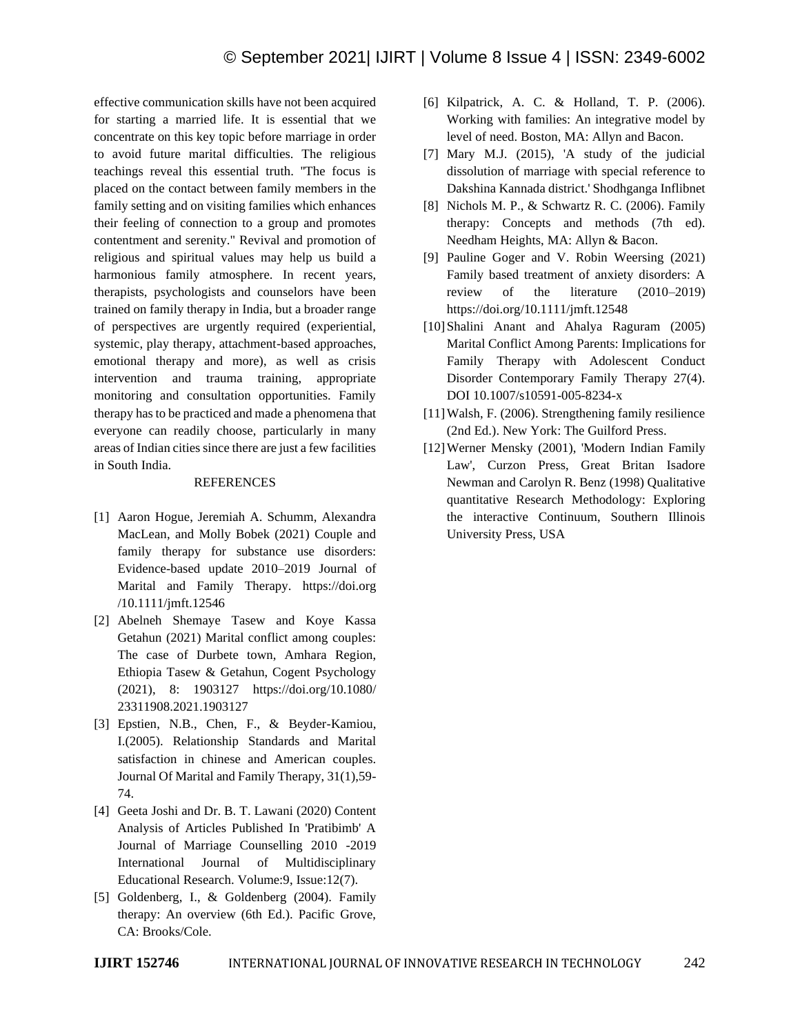effective communication skills have not been acquired for starting a married life. It is essential that we concentrate on this key topic before marriage in order to avoid future marital difficulties. The religious teachings reveal this essential truth. "The focus is placed on the contact between family members in the family setting and on visiting families which enhances their feeling of connection to a group and promotes contentment and serenity." Revival and promotion of religious and spiritual values may help us build a harmonious family atmosphere. In recent years, therapists, psychologists and counselors have been trained on family therapy in India, but a broader range of perspectives are urgently required (experiential, systemic, play therapy, attachment-based approaches, emotional therapy and more), as well as crisis intervention and trauma training, appropriate monitoring and consultation opportunities. Family therapy has to be practiced and made a phenomena that everyone can readily choose, particularly in many areas of Indian cities since there are just a few facilities in South India.

## REFERENCES

[1] Aaron Hogue, Jeremiah A. Schumm, Alexandra MacLean, and Molly Bobek (2021) Couple and family therapy for substance use disorders: Evidence-based update 2010–2019 Journal of Marital and Family Therapy. https://doi.org /10.1111/jmft.12546

[2] Abelneh Shemaye Tasew and Koye Kassa Getahun (2021) Marital conflict among couples: The case of Durbete town, Amhara Region, Ethiopia Tasew & Getahun, Cogent Psychology (2021), 8: 1903127 https://doi.org/10.1080/ 23311908.2021.1903127

[3] Epstien, N.B., Chen, F., & Beyder-Kamiou, I.(2005). Relationship Standards and Marital satisfaction in chinese and American couples. Journal Of Marital and Family Therapy, 31(1),59-74.

[4] Geeta Joshi and Dr. B. T. Lawani (2020) Content Analysis of Articles Published In 'Pratibimb' A Journal of Marriage Counselling 2010 -2019 International Journal of Multidisciplinary Educational Research. Volume:9, Issue:12(7).

[5] Goldenberg, I., & Goldenberg (2004). Family therapy: An overview (6th Ed.). Pacific Grove, CA: Brooks/Cole.

[6] Kilpatrick, A. C. & Holland, T. P. (2006). Working with families: An integrative model by level of need. Boston, MA: Allyn and Bacon.

[7] Mary M.J. (2015), 'A study of the judicial dissolution of marriage with special reference to Dakshina Kannada district.' Shodhganga Inflibnet

[8] Nichols M. P., & Schwartz R. C. (2006). Family therapy: Concepts and methods (7th ed). Needham Heights, MA: Allyn & Bacon.

[9] Pauline Goger and V. Robin Weersing (2021) Family based treatment of anxiety disorders: A review of the literature (2010–2019) https://doi.org/10.1111/jmft.12548

[10] Shalini Anant and Ahalya Raguram (2005) Marital Conflict Among Parents: Implications for Family Therapy with Adolescent Conduct Disorder Contemporary Family Therapy 27(4). DOI 10.1007/s10591-005-8234-x

[11] Walsh, F. (2006). Strengthening family resilience (2nd Ed.). New York: The Guilford Press.

[12] Werner Mensky (2001), 'Modern Indian Family Law', Curzon Press, Great Britan Isadore Newman and Carolyn R. Benz (1998) Qualitative quantitative Research Methodology: Exploring the interactive Continuum, Southern Illinois University Press, USA